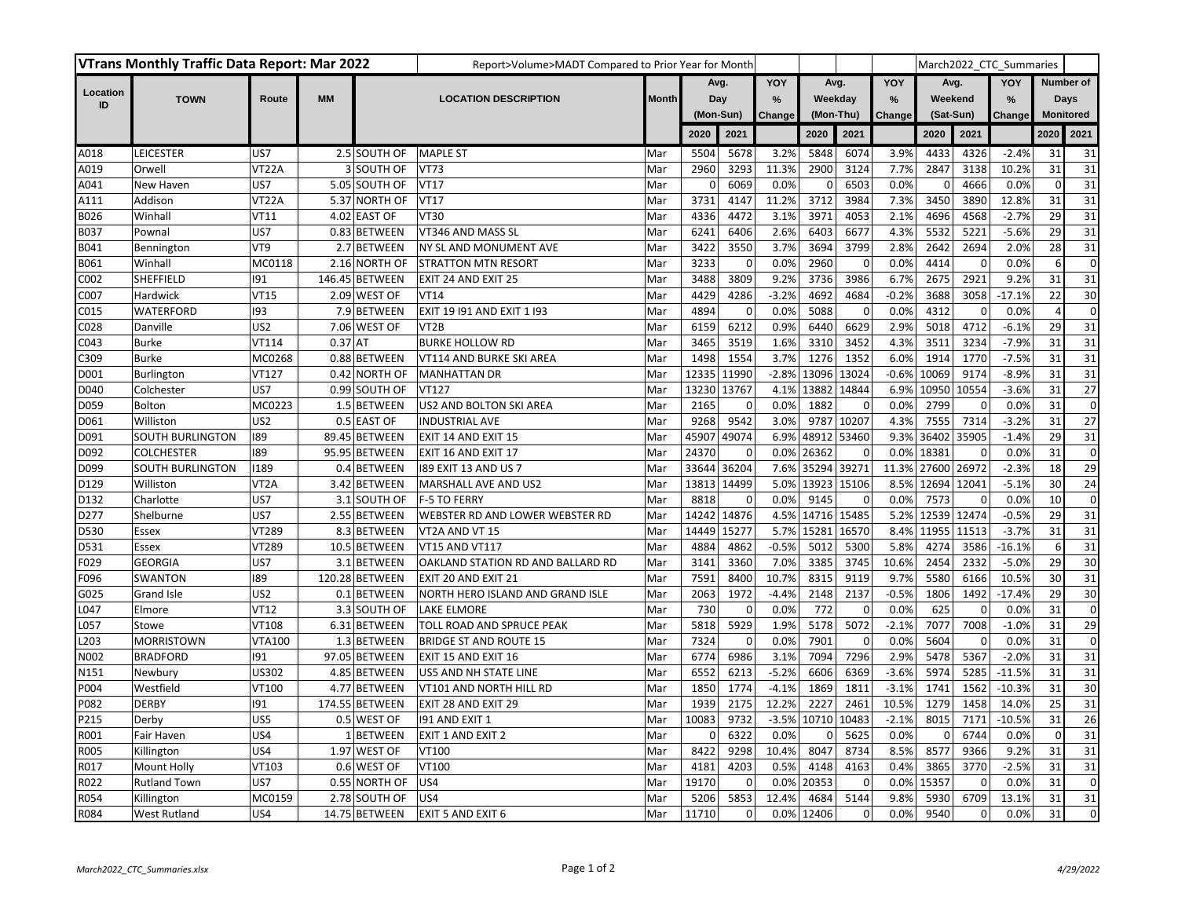| VTrans Monthly Traffic Data Report: Mar 2022 | | | | Report>Volume>MADT Compared to Prior Year for Month | | | | | | | | | March2022_CTC_Summaries | | | | |
|---|---|---|---|---|---|---|---|---|---|---|---|---|---|---|---|---|---|
| Location ID | TOWN | Route | MM | LOCATION DESCRIPTION | | Month | Avg. Day (Mon-Sun) | | YOY % Change | Avg. Weekday (Mon-Thu) | | YOY % Change | Avg. Weekend (Sat-Sun) | | YOY % Change | Number of Days Monitored | |
| | | | | | | | 2020 | 2021 | | 2020 | 2021 | | 2020 | 2021 | | 2020 | 2021 |
| A018 | LEICESTER | US7 | 2.5 | SOUTH OF | MAPLE ST | Mar | 5504 | 5678 | 3.2% | 5848 | 6074 | 3.9% | 4433 | 4326 | -2.4% | 31 | 31 |
| A019 | Orwell | VT22A | 3 | SOUTH OF | VT73 | Mar | 2960 | 3293 | 11.3% | 2900 | 3124 | 7.7% | 2847 | 3138 | 10.2% | 31 | 31 |
| A041 | New Haven | US7 | 5.05 | SOUTH OF | VT17 | Mar | 0 | 6069 | 0.0% | 0 | 6503 | 0.0% | 0 | 4666 | 0.0% | 0 | 31 |
| A111 | Addison | VT22A | 5.37 | NORTH OF | VT17 | Mar | 3731 | 4147 | 11.2% | 3712 | 3984 | 7.3% | 3450 | 3890 | 12.8% | 31 | 31 |
| B026 | Winhall | VT11 | 4.02 | EAST OF | VT30 | Mar | 4336 | 4472 | 3.1% | 3971 | 4053 | 2.1% | 4696 | 4568 | -2.7% | 29 | 31 |
| B037 | Pownal | US7 | 0.83 | BETWEEN | VT346 AND MASS SL | Mar | 6241 | 6406 | 2.6% | 6403 | 6677 | 4.3% | 5532 | 5221 | -5.6% | 29 | 31 |
| B041 | Bennington | VT9 | 2.7 | BETWEEN | NY SL AND MONUMENT AVE | Mar | 3422 | 3550 | 3.7% | 3694 | 3799 | 2.8% | 2642 | 2694 | 2.0% | 28 | 31 |
| B061 | Winhall | MC0118 | 2.16 | NORTH OF | STRATTON MTN RESORT | Mar | 3233 | 0 | 0.0% | 2960 | 0 | 0.0% | 4414 | 0 | 0.0% | 6 | 0 |
| C002 | SHEFFIELD | I91 | 146.45 | BETWEEN | EXIT 24 AND EXIT 25 | Mar | 3488 | 3809 | 9.2% | 3736 | 3986 | 6.7% | 2675 | 2921 | 9.2% | 31 | 31 |
| C007 | Hardwick | VT15 | 2.09 | WEST OF | VT14 | Mar | 4429 | 4286 | -3.2% | 4692 | 4684 | -0.2% | 3688 | 3058 | -17.1% | 22 | 30 |
| C015 | WATERFORD | I93 | 7.9 | BETWEEN | EXIT 19 I91 AND EXIT 1 I93 | Mar | 4894 | 0 | 0.0% | 5088 | 0 | 0.0% | 4312 | 0 | 0.0% | 4 | 0 |
| C028 | Danville | US2 | 7.06 | WEST OF | VT2B | Mar | 6159 | 6212 | 0.9% | 6440 | 6629 | 2.9% | 5018 | 4712 | -6.1% | 29 | 31 |
| C043 | Burke | VT114 | 0.37 | AT | BURKE HOLLOW RD | Mar | 3465 | 3519 | 1.6% | 3310 | 3452 | 4.3% | 3511 | 3234 | -7.9% | 31 | 31 |
| C309 | Burke | MC0268 | 0.88 | BETWEEN | VT114 AND BURKE SKI AREA | Mar | 1498 | 1554 | 3.7% | 1276 | 1352 | 6.0% | 1914 | 1770 | -7.5% | 31 | 31 |
| D001 | Burlington | VT127 | 0.42 | NORTH OF | MANHATTAN DR | Mar | 12335 | 11990 | -2.8% | 13096 | 13024 | -0.6% | 10069 | 9174 | -8.9% | 31 | 31 |
| D040 | Colchester | US7 | 0.99 | SOUTH OF | VT127 | Mar | 13230 | 13767 | 4.1% | 13882 | 14844 | 6.9% | 10950 | 10554 | -3.6% | 31 | 27 |
| D059 | Bolton | MC0223 | 1.5 | BETWEEN | US2 AND BOLTON SKI AREA | Mar | 2165 | 0 | 0.0% | 1882 | 0 | 0.0% | 2799 | 0 | 0.0% | 31 | 0 |
| D061 | Williston | US2 | 0.5 | EAST OF | INDUSTRIAL AVE | Mar | 9268 | 9542 | 3.0% | 9787 | 10207 | 4.3% | 7555 | 7314 | -3.2% | 31 | 27 |
| D091 | SOUTH BURLINGTON | I89 | 89.45 | BETWEEN | EXIT 14 AND EXIT 15 | Mar | 45907 | 49074 | 6.9% | 48912 | 53460 | 9.3% | 36402 | 35905 | -1.4% | 29 | 31 |
| D092 | COLCHESTER | I89 | 95.95 | BETWEEN | EXIT 16 AND EXIT 17 | Mar | 24370 | 0 | 0.0% | 26362 | 0 | 0.0% | 18381 | 0 | 0.0% | 31 | 0 |
| D099 | SOUTH BURLINGTON | I189 | 0.4 | BETWEEN | I89 EXIT 13 AND US 7 | Mar | 33644 | 36204 | 7.6% | 35294 | 39271 | 11.3% | 27600 | 26972 | -2.3% | 18 | 29 |
| D129 | Williston | VT2A | 3.42 | BETWEEN | MARSHALL AVE AND US2 | Mar | 13813 | 14499 | 5.0% | 13923 | 15106 | 8.5% | 12694 | 12041 | -5.1% | 30 | 24 |
| D132 | Charlotte | US7 | 3.1 | SOUTH OF | F-5 TO FERRY | Mar | 8818 | 0 | 0.0% | 9145 | 0 | 0.0% | 7573 | 0 | 0.0% | 10 | 0 |
| D277 | Shelburne | US7 | 2.55 | BETWEEN | WEBSTER RD AND LOWER WEBSTER RD | Mar | 14242 | 14876 | 4.5% | 14716 | 15485 | 5.2% | 12539 | 12474 | -0.5% | 29 | 31 |
| D530 | Essex | VT289 | 8.3 | BETWEEN | VT2A AND VT 15 | Mar | 14449 | 15277 | 5.7% | 15281 | 16570 | 8.4% | 11955 | 11513 | -3.7% | 31 | 31 |
| D531 | Essex | VT289 | 10.5 | BETWEEN | VT15 AND VT117 | Mar | 4884 | 4862 | -0.5% | 5012 | 5300 | 5.8% | 4274 | 3586 | -16.1% | 6 | 31 |
| F029 | GEORGIA | US7 | 3.1 | BETWEEN | OAKLAND STATION RD AND BALLARD RD | Mar | 3141 | 3360 | 7.0% | 3385 | 3745 | 10.6% | 2454 | 2332 | -5.0% | 29 | 30 |
| F096 | SWANTON | I89 | 120.28 | BETWEEN | EXIT 20 AND EXIT 21 | Mar | 7591 | 8400 | 10.7% | 8315 | 9119 | 9.7% | 5580 | 6166 | 10.5% | 30 | 31 |
| G025 | Grand Isle | US2 | 0.1 | BETWEEN | NORTH HERO ISLAND AND GRAND ISLE | Mar | 2063 | 1972 | -4.4% | 2148 | 2137 | -0.5% | 1806 | 1492 | -17.4% | 29 | 30 |
| L047 | Elmore | VT12 | 3.3 | SOUTH OF | LAKE ELMORE | Mar | 730 | 0 | 0.0% | 772 | 0 | 0.0% | 625 | 0 | 0.0% | 31 | 0 |
| L057 | Stowe | VT108 | 6.31 | BETWEEN | TOLL ROAD AND SPRUCE PEAK | Mar | 5818 | 5929 | 1.9% | 5178 | 5072 | -2.1% | 7077 | 7008 | -1.0% | 31 | 29 |
| L203 | MORRISTOWN | VTA100 | 1.3 | BETWEEN | BRIDGE ST AND ROUTE 15 | Mar | 7324 | 0 | 0.0% | 7901 | 0 | 0.0% | 5604 | 0 | 0.0% | 31 | 0 |
| N002 | BRADFORD | I91 | 97.05 | BETWEEN | EXIT 15 AND EXIT 16 | Mar | 6774 | 6986 | 3.1% | 7094 | 7296 | 2.9% | 5478 | 5367 | -2.0% | 31 | 31 |
| N151 | Newbury | US302 | 4.85 | BETWEEN | US5 AND NH STATE LINE | Mar | 6552 | 6213 | -5.2% | 6606 | 6369 | -3.6% | 5974 | 5285 | -11.5% | 31 | 31 |
| P004 | Westfield | VT100 | 4.77 | BETWEEN | VT101 AND NORTH HILL RD | Mar | 1850 | 1774 | -4.1% | 1869 | 1811 | -3.1% | 1741 | 1562 | -10.3% | 31 | 30 |
| P082 | DERBY | I91 | 174.55 | BETWEEN | EXIT 28 AND EXIT 29 | Mar | 1939 | 2175 | 12.2% | 2227 | 2461 | 10.5% | 1279 | 1458 | 14.0% | 25 | 31 |
| P215 | Derby | US5 | 0.5 | WEST OF | I91 AND EXIT 1 | Mar | 10083 | 9732 | -3.5% | 10710 | 10483 | -2.1% | 8015 | 7171 | -10.5% | 31 | 26 |
| R001 | Fair Haven | US4 | 1 | BETWEEN | EXIT 1 AND EXIT 2 | Mar | 0 | 6322 | 0.0% | 0 | 5625 | 0.0% | 0 | 6744 | 0.0% | 0 | 31 |
| R005 | Killington | US4 | 1.97 | WEST OF | VT100 | Mar | 8422 | 9298 | 10.4% | 8047 | 8734 | 8.5% | 8577 | 9366 | 9.2% | 31 | 31 |
| R017 | Mount Holly | VT103 | 0.6 | WEST OF | VT100 | Mar | 4181 | 4203 | 0.5% | 4148 | 4163 | 0.4% | 3865 | 3770 | -2.5% | 31 | 31 |
| R022 | Rutland Town | US7 | 0.55 | NORTH OF | US4 | Mar | 19170 | 0 | 0.0% | 20353 | 0 | 0.0% | 15357 | 0 | 0.0% | 31 | 0 |
| R054 | Killington | MC0159 | 2.78 | SOUTH OF | US4 | Mar | 5206 | 5853 | 12.4% | 4684 | 5144 | 9.8% | 5930 | 6709 | 13.1% | 31 | 31 |
| R084 | West Rutland | US4 | 14.75 | BETWEEN | EXIT 5 AND EXIT 6 | Mar | 11710 | 0 | 0.0% | 12406 | 0 | 0.0% | 9540 | 0 | 0.0% | 31 | 0 |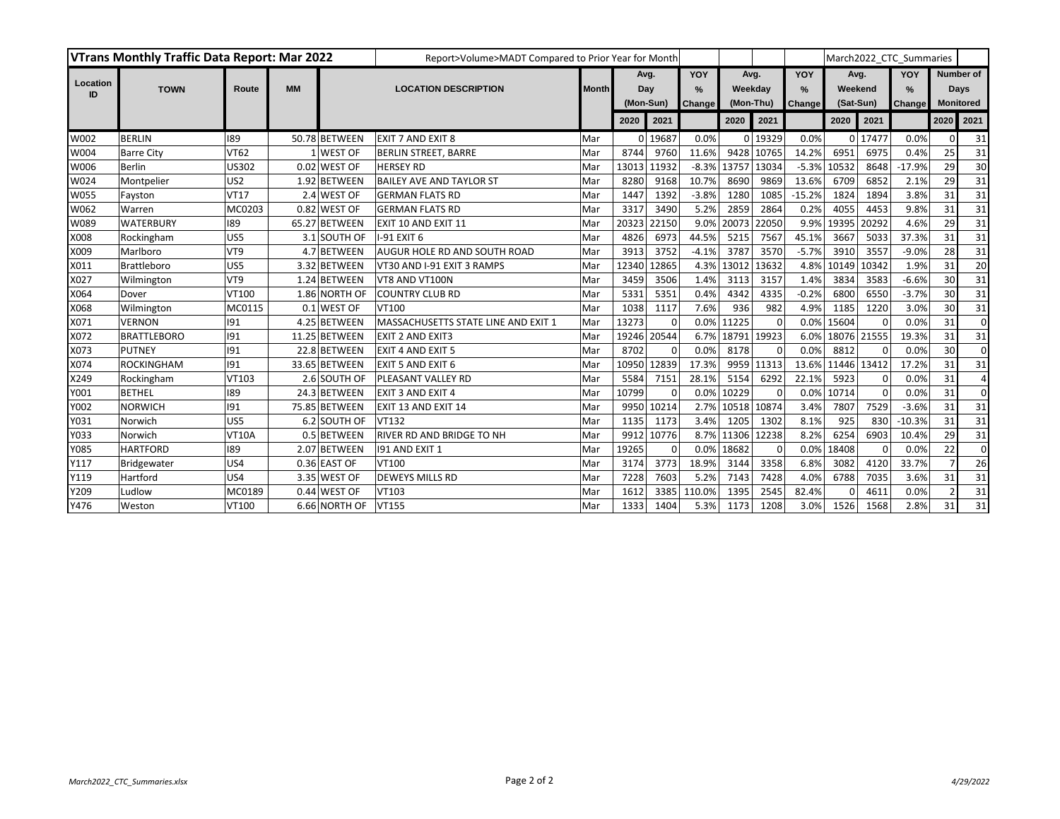| VTrans Monthly Traffic Data Report: Mar 2022 | | | | Report>Volume>MADT Compared to Prior Year for Month | | | | | | | | | March2022_CTC_Summaries | | | | |
|---|---|---|---|---|---|---|---|---|---|---|---|---|---|---|---|---|---|
| Location ID | TOWN | Route | MM | LOCATION DESCRIPTION | | Month | Avg. Day (Mon-Sun) | | YOY % Change | Avg. Weekday (Mon-Thu) | | YOY % Change | Avg. Weekend (Sat-Sun) | | YOY % Change | Number of Days Monitored | |
| | | | | | | | 2020 | 2021 | | 2020 | 2021 | | 2020 | 2021 | | 2020 | 2021 |
| W002 | BERLIN | I89 | 50.78 | BETWEEN | EXIT 7 AND EXIT 8 | Mar | 0 | 19687 | 0.0% | 0 | 19329 | 0.0% | 0 | 17477 | 0.0% | 0 | 31 |
| W004 | Barre City | VT62 | 1 | WEST OF | BERLIN STREET, BARRE | Mar | 8744 | 9760 | 11.6% | 9428 | 10765 | 14.2% | 6951 | 6975 | 0.4% | 25 | 31 |
| W006 | Berlin | US302 | 0.02 | WEST OF | HERSEY RD | Mar | 13013 | 11932 | -8.3% | 13757 | 13034 | -5.3% | 10532 | 8648 | -17.9% | 29 | 30 |
| W024 | Montpelier | US2 | 1.92 | BETWEEN | BAILEY AVE AND TAYLOR ST | Mar | 8280 | 9168 | 10.7% | 8690 | 9869 | 13.6% | 6709 | 6852 | 2.1% | 29 | 31 |
| W055 | Fayston | VT17 | 2.4 | WEST OF | GERMAN FLATS RD | Mar | 1447 | 1392 | -3.8% | 1280 | 1085 | -15.2% | 1824 | 1894 | 3.8% | 31 | 31 |
| W062 | Warren | MC0203 | 0.82 | WEST OF | GERMAN FLATS RD | Mar | 3317 | 3490 | 5.2% | 2859 | 2864 | 0.2% | 4055 | 4453 | 9.8% | 31 | 31 |
| W089 | WATERBURY | I89 | 65.27 | BETWEEN | EXIT 10 AND EXIT 11 | Mar | 20323 | 22150 | 9.0% | 20073 | 22050 | 9.9% | 19395 | 20292 | 4.6% | 29 | 31 |
| X008 | Rockingham | US5 | 3.1 | SOUTH OF | I-91 EXIT 6 | Mar | 4826 | 6973 | 44.5% | 5215 | 7567 | 45.1% | 3667 | 5033 | 37.3% | 31 | 31 |
| X009 | Marlboro | VT9 | 4.7 | BETWEEN | AUGUR HOLE RD AND SOUTH ROAD | Mar | 3913 | 3752 | -4.1% | 3787 | 3570 | -5.7% | 3910 | 3557 | -9.0% | 28 | 31 |
| X011 | Brattleboro | US5 | 3.32 | BETWEEN | VT30 AND I-91 EXIT 3 RAMPS | Mar | 12340 | 12865 | 4.3% | 13012 | 13632 | 4.8% | 10149 | 10342 | 1.9% | 31 | 20 |
| X027 | Wilmington | VT9 | 1.24 | BETWEEN | VT8 AND VT100N | Mar | 3459 | 3506 | 1.4% | 3113 | 3157 | 1.4% | 3834 | 3583 | -6.6% | 30 | 31 |
| X064 | Dover | VT100 | 1.86 | NORTH OF | COUNTRY CLUB RD | Mar | 5331 | 5351 | 0.4% | 4342 | 4335 | -0.2% | 6800 | 6550 | -3.7% | 30 | 31 |
| X068 | Wilmington | MC0115 | 0.1 | WEST OF | VT100 | Mar | 1038 | 1117 | 7.6% | 936 | 982 | 4.9% | 1185 | 1220 | 3.0% | 30 | 31 |
| X071 | VERNON | I91 | 4.25 | BETWEEN | MASSACHUSETTS STATE LINE AND EXIT 1 | Mar | 13273 | 0 | 0.0% | 11225 | 0 | 0.0% | 15604 | 0 | 0.0% | 31 | 0 |
| X072 | BRATTLEBORO | I91 | 11.25 | BETWEEN | EXIT 2 AND EXIT3 | Mar | 19246 | 20544 | 6.7% | 18791 | 19923 | 6.0% | 18076 | 21555 | 19.3% | 31 | 31 |
| X073 | PUTNEY | I91 | 22.8 | BETWEEN | EXIT 4 AND EXIT 5 | Mar | 8702 | 0 | 0.0% | 8178 | 0 | 0.0% | 8812 | 0 | 0.0% | 30 | 0 |
| X074 | ROCKINGHAM | I91 | 33.65 | BETWEEN | EXIT 5 AND EXIT 6 | Mar | 10950 | 12839 | 17.3% | 9959 | 11313 | 13.6% | 11446 | 13412 | 17.2% | 31 | 31 |
| X249 | Rockingham | VT103 | 2.6 | SOUTH OF | PLEASANT VALLEY RD | Mar | 5584 | 7151 | 28.1% | 5154 | 6292 | 22.1% | 5923 | 0 | 0.0% | 31 | 4 |
| Y001 | BETHEL | I89 | 24.3 | BETWEEN | EXIT 3 AND EXIT 4 | Mar | 10799 | 0 | 0.0% | 10229 | 0 | 0.0% | 10714 | 0 | 0.0% | 31 | 0 |
| Y002 | NORWICH | I91 | 75.85 | BETWEEN | EXIT 13 AND EXIT 14 | Mar | 9950 | 10214 | 2.7% | 10518 | 10874 | 3.4% | 7807 | 7529 | -3.6% | 31 | 31 |
| Y031 | Norwich | US5 | 6.2 | SOUTH OF | VT132 | Mar | 1135 | 1173 | 3.4% | 1205 | 1302 | 8.1% | 925 | 830 | -10.3% | 31 | 31 |
| Y033 | Norwich | VT10A | 0.5 | BETWEEN | RIVER RD AND BRIDGE TO NH | Mar | 9912 | 10776 | 8.7% | 11306 | 12238 | 8.2% | 6254 | 6903 | 10.4% | 29 | 31 |
| Y085 | HARTFORD | I89 | 2.07 | BETWEEN | I91 AND EXIT 1 | Mar | 19265 | 0 | 0.0% | 18682 | 0 | 0.0% | 18408 | 0 | 0.0% | 22 | 0 |
| Y117 | Bridgewater | US4 | 0.36 | EAST OF | VT100 | Mar | 3174 | 3773 | 18.9% | 3144 | 3358 | 6.8% | 3082 | 4120 | 33.7% | 7 | 26 |
| Y119 | Hartford | US4 | 3.35 | WEST OF | DEWEYS MILLS RD | Mar | 7228 | 7603 | 5.2% | 7143 | 7428 | 4.0% | 6788 | 7035 | 3.6% | 31 | 31 |
| Y209 | Ludlow | MC0189 | 0.44 | WEST OF | VT103 | Mar | 1612 | 3385 | 110.0% | 1395 | 2545 | 82.4% | 0 | 4611 | 0.0% | 2 | 31 |
| Y476 | Weston | VT100 | 6.66 | NORTH OF | VT155 | Mar | 1333 | 1404 | 5.3% | 1173 | 1208 | 3.0% | 1526 | 1568 | 2.8% | 31 | 31 |

*March2022_CTC_Summaries.xlsx* — *4/29/2022*